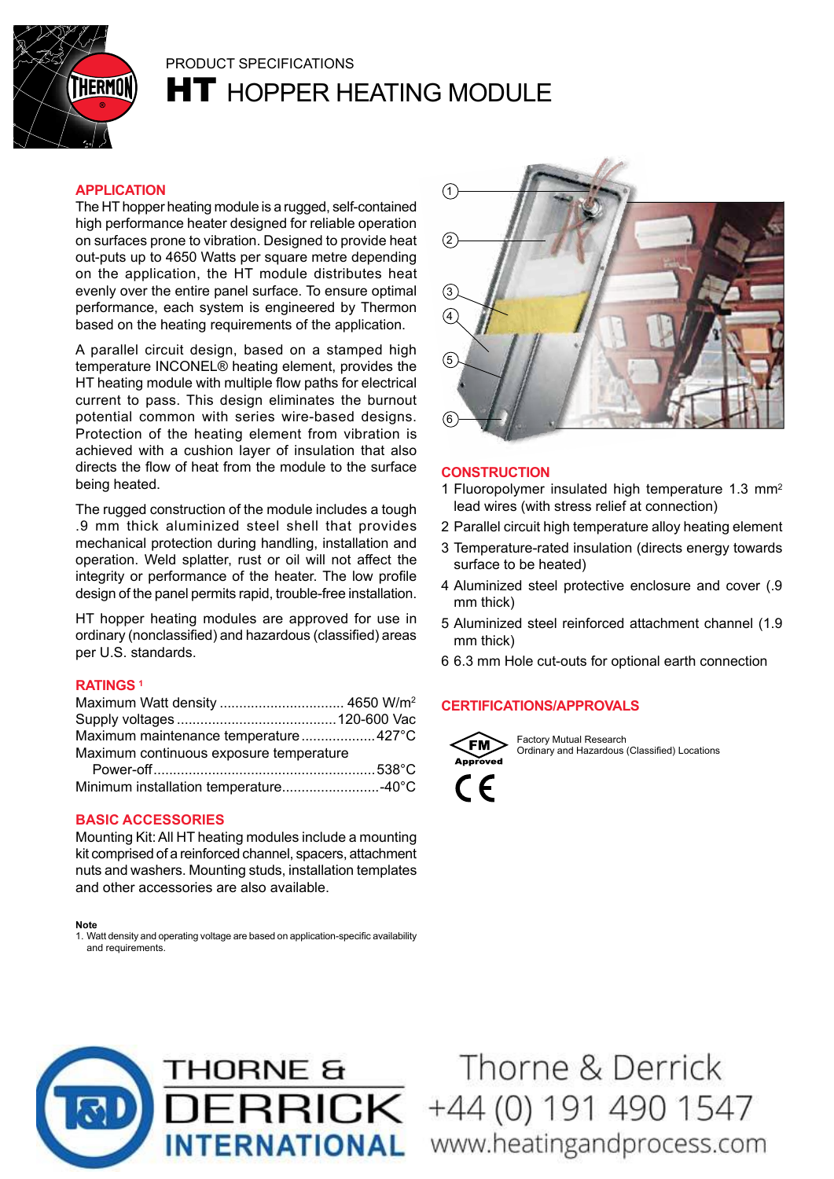PRODUCT SPECIFICATIONS

# HT HOPPER HEATING MODULE

## APPLICATION

The HT hopper heating module is a rugged, self-contained high performance heater designed for reliable operation on surfaces prone to vibration. Designed to provide heat out-puts up to 4650 Watts per square metre depending on the application, the HT module distributes heat evenly over the entire panel surface. To ensure optimal performance, each system is engineered by Thermon based on the heating requirements of the application.

A parallel circuit design, based on a stamped high temperature INCONEL® heating element, provides the HT heating module with multiple flow paths for electrical current to pass. This design eliminates the burnout potential common with series wire-based designs. Protection of the heating element from vibration is achieved with a cushion layer of insulation that also directs the flow of heat from the module to the surface being heated.

The rugged construction of the module includes a tough .9 mm thick aluminized steel shell that provides mechanical protection during handling, installation and operation. Weld splatter, rust or oil will not affect the integrity or performance of the heater. The low profile design of the panel permits rapid, trouble-free installation.

HT hopper heating modules are approved for use in ordinary (nonclassified) and hazardous (classified) areas per U.S. standards.

## RATINGS [1]

Maximum Watt density ............................... 4650 W/m$^2$
Supply voltages ......................................... 120-600 Vac
Maximum maintenance temperature ................... 427°C
Maximum continuous exposure temperature
  Power-off ......................................................... 538°C
Minimum installation temperature......................... -40°C

## BASIC ACCESSORIES

Mounting Kit: All HT heating modules include a mounting kit comprised of a reinforced channel, spacers, attachment nuts and washers. Mounting studs, installation templates and other accessories are also available.

**Note**
1. Watt density and operating voltage are based on application-specific availability and requirements.

## CONSTRUCTION

1 Fluoropolymer insulated high temperature 1.3 mm$^2$ lead wires (with stress relief at connection)
2 Parallel circuit high temperature alloy heating element
3 Temperature-rated insulation (directs energy towards surface to be heated)
4 Aluminized steel protective enclosure and cover (.9 mm thick)
5 Aluminized steel reinforced attachment channel (1.9 mm thick)
6 6.3 mm Hole cut-outs for optional earth connection

## CERTIFICATIONS/APPROVALS

FM Approved — Factory Mutual Research
Ordinary and Hazardous (Classified) Locations

CE

THORNE & DERRICK INTERNATIONAL
Thorne & Derrick
+44 (0) 191 490 1547
www.heatingandprocess.com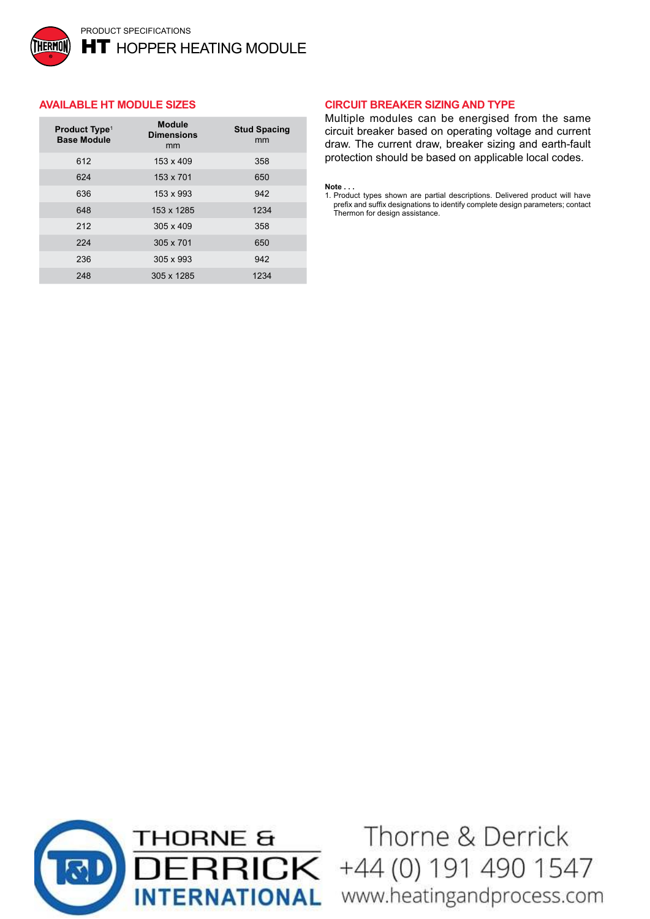## AVAILABLE HT MODULE SIZES

| Product Type[1] Base Module | Module Dimensions mm | Stud Spacing mm |
|---|---|---|
| 612 | 153 x 409 | 358 |
| 624 | 153 x 701 | 650 |
| 636 | 153 x 993 | 942 |
| 648 | 153 x 1285 | 1234 |
| 212 | 305 x 409 | 358 |
| 224 | 305 x 701 | 650 |
| 236 | 305 x 993 | 942 |
| 248 | 305 x 1285 | 1234 |

## CIRCUIT BREAKER SIZING AND TYPE

Multiple modules can be energised from the same circuit breaker based on operating voltage and current draw. The current draw, breaker sizing and earth-fault protection should be based on applicable local codes.

**Note . . .**

1. Product types shown are partial descriptions. Delivered product will have prefix and suffix designations to identify complete design parameters; contact Thermon for design assistance.

Thorne & Derrick
+44 (0) 191 490 1547
www.heatingandprocess.com